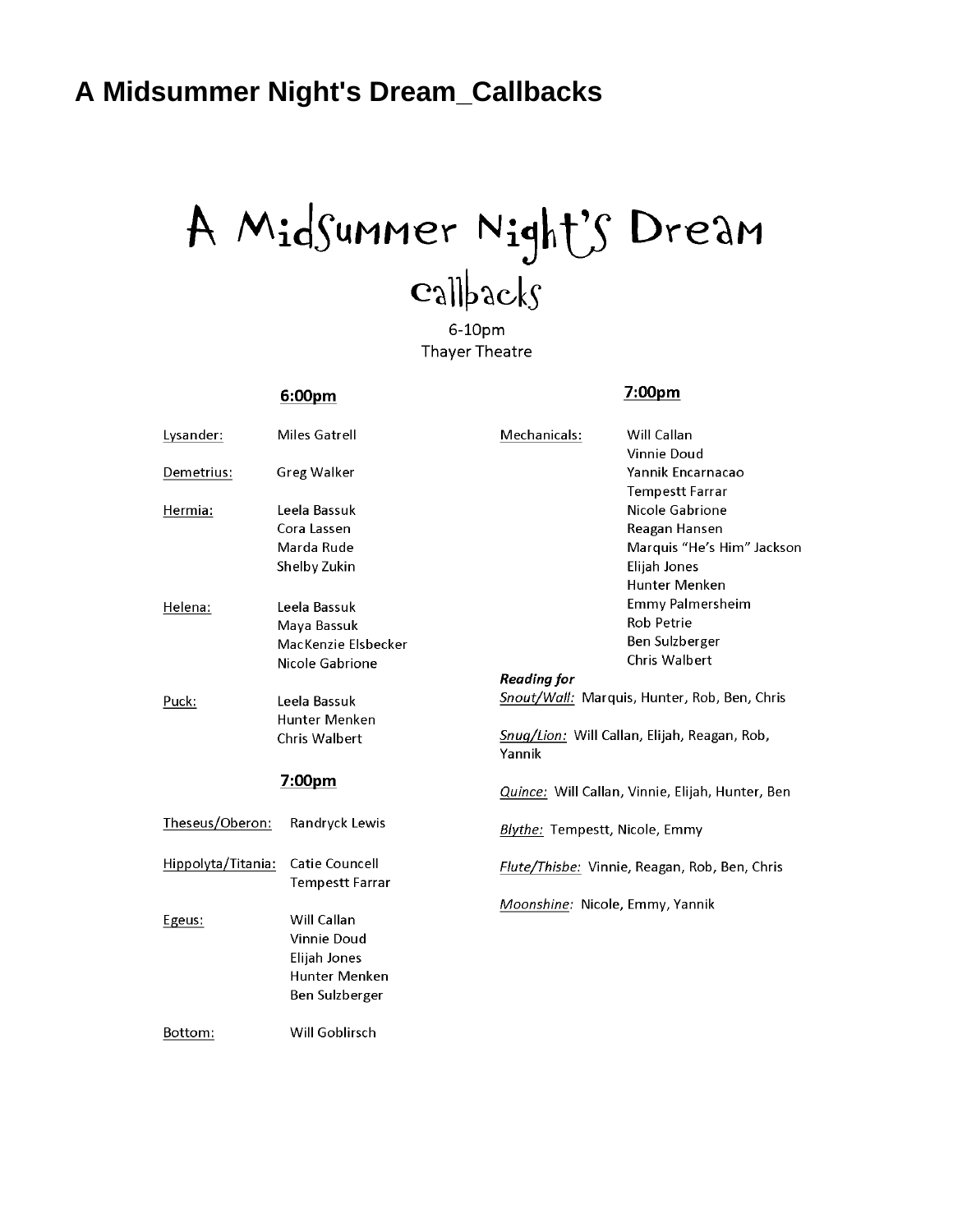# A Midsummer Night's Dream_Callbacks

## A Midsummer Night's Dream

### callbacks

6-10pm
Thayer Theatre

### 6:00pm

| Role | Name |
|---|---|
| Lysander: | Miles Gatrell |
| Demetrius: | Greg Walker |
| Hermia: | Leela Bassuk<br>Cora Lassen<br>Marda Rude<br>Shelby Zukin |
| Helena: | Leela Bassuk<br>Maya Bassuk<br>MacKenzie Elsbecker<br>Nicole Gabrione |
| Puck: | Leela Bassuk<br>Hunter Menken<br>Chris Walbert |

### 7:00pm

| Role | Name |
|---|---|
| Theseus/Oberon: | Randryck Lewis |
| Hippolyta/Titania: | Catie Councell<br>Tempestt Farrar |
| Egeus: | Will Callan<br>Vinnie Doud<br>Elijah Jones<br>Hunter Menken<br>Ben Sulzberger |
| Bottom: | Will Goblirsch |

### 7:00pm

Mechanicals:
- Will Callan
- Vinnie Doud
- Yannik Encarnacao
- Tempestt Farrar
- Nicole Gabrione
- Reagan Hansen
- Marquis "He's Him" Jackson
- Elijah Jones
- Hunter Menken
- Emmy Palmersheim
- Rob Petrie
- Ben Sulzberger
- Chris Walbert

***Reading for***

*Snout/Wall:* Marquis, Hunter, Rob, Ben, Chris

*Snug/Lion:* Will Callan, Elijah, Reagan, Rob, Yannik

*Quince:* Will Callan, Vinnie, Elijah, Hunter, Ben

*Blythe:* Tempestt, Nicole, Emmy

*Flute/Thisbe:* Vinnie, Reagan, Rob, Ben, Chris

*Moonshine:* Nicole, Emmy, Yannik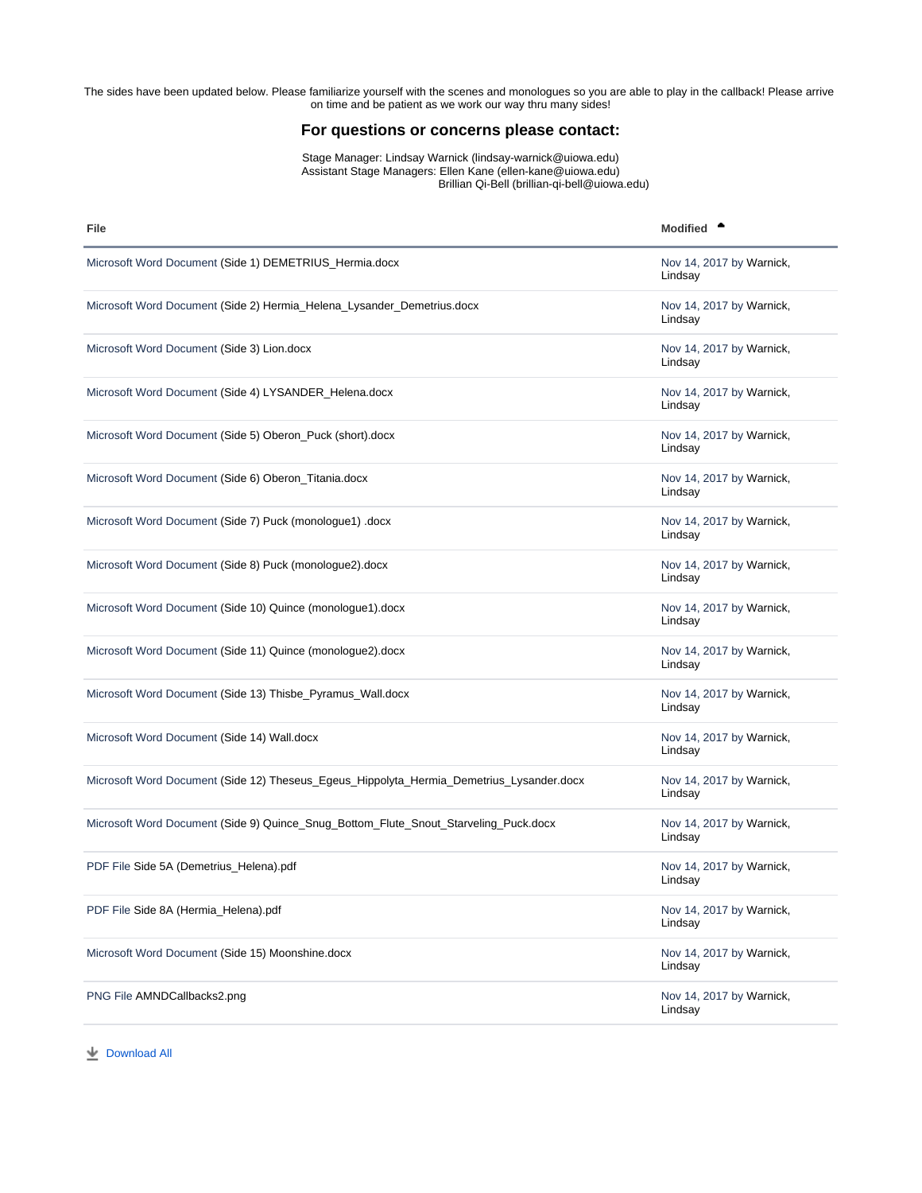The sides have been updated below. Please familiarize yourself with the scenes and monologues so you are able to play in the callback! Please arrive on time and be patient as we work our way thru many sides!

## For questions or concerns please contact:

Stage Manager: Lindsay Warnick (lindsay-warnick@uiowa.edu)
Assistant Stage Managers: Ellen Kane (ellen-kane@uiowa.edu)
Brillian Qi-Bell (brillian-qi-bell@uiowa.edu)

| File | Modified |
| --- | --- |
| Microsoft Word Document (Side 1) DEMETRIUS_Hermia.docx | Nov 14, 2017 by Warnick, Lindsay |
| Microsoft Word Document (Side 2) Hermia_Helena_Lysander_Demetrius.docx | Nov 14, 2017 by Warnick, Lindsay |
| Microsoft Word Document (Side 3) Lion.docx | Nov 14, 2017 by Warnick, Lindsay |
| Microsoft Word Document (Side 4) LYSANDER_Helena.docx | Nov 14, 2017 by Warnick, Lindsay |
| Microsoft Word Document (Side 5) Oberon_Puck (short).docx | Nov 14, 2017 by Warnick, Lindsay |
| Microsoft Word Document (Side 6) Oberon_Titania.docx | Nov 14, 2017 by Warnick, Lindsay |
| Microsoft Word Document (Side 7) Puck (monologue1) .docx | Nov 14, 2017 by Warnick, Lindsay |
| Microsoft Word Document (Side 8) Puck (monologue2).docx | Nov 14, 2017 by Warnick, Lindsay |
| Microsoft Word Document (Side 10) Quince (monologue1).docx | Nov 14, 2017 by Warnick, Lindsay |
| Microsoft Word Document (Side 11) Quince (monologue2).docx | Nov 14, 2017 by Warnick, Lindsay |
| Microsoft Word Document (Side 13) Thisbe_Pyramus_Wall.docx | Nov 14, 2017 by Warnick, Lindsay |
| Microsoft Word Document (Side 14) Wall.docx | Nov 14, 2017 by Warnick, Lindsay |
| Microsoft Word Document (Side 12) Theseus_Egeus_Hippolyta_Hermia_Demetrius_Lysander.docx | Nov 14, 2017 by Warnick, Lindsay |
| Microsoft Word Document (Side 9) Quince_Snug_Bottom_Flute_Snout_Starveling_Puck.docx | Nov 14, 2017 by Warnick, Lindsay |
| PDF File Side 5A (Demetrius_Helena).pdf | Nov 14, 2017 by Warnick, Lindsay |
| PDF File Side 8A (Hermia_Helena).pdf | Nov 14, 2017 by Warnick, Lindsay |
| Microsoft Word Document (Side 15) Moonshine.docx | Nov 14, 2017 by Warnick, Lindsay |
| PNG File AMNDCallbacks2.png | Nov 14, 2017 by Warnick, Lindsay |

Download All